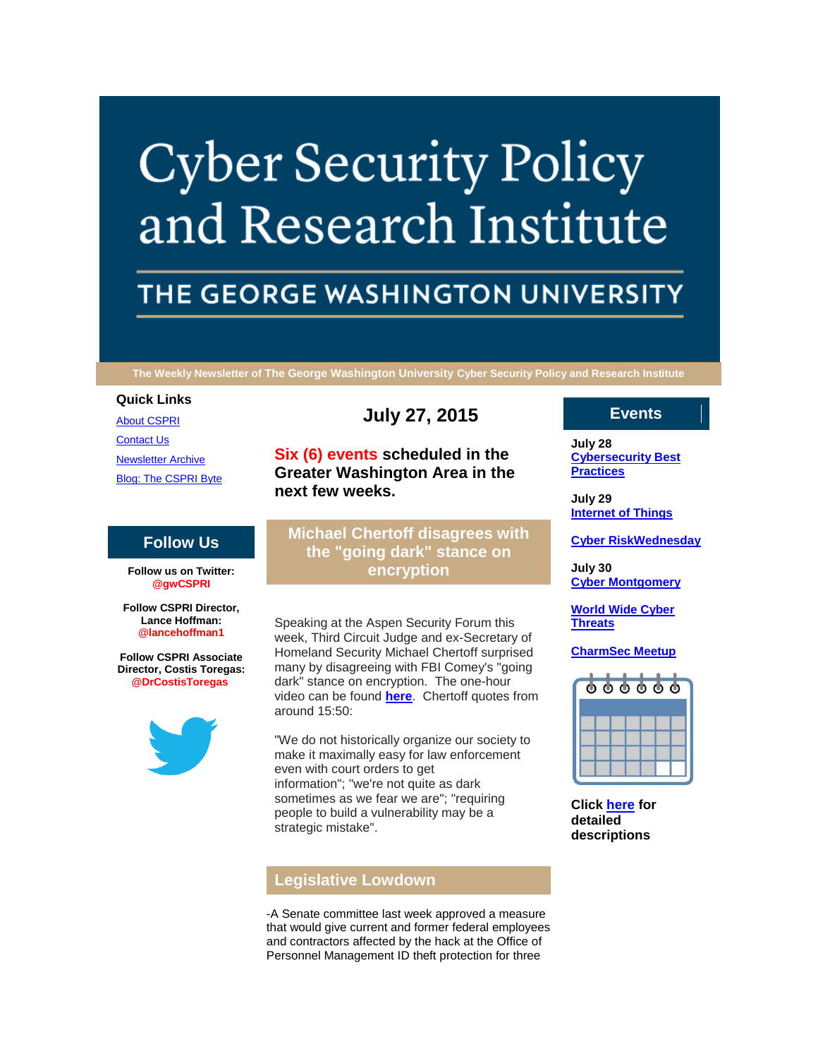# Cyber Security Policy and Research Institute

## THE GEORGE WASHINGTON UNIVERSITY

**The Weekly Newsletter of The George Washington University Cyber Security Policy and Research Institute**

### Quick Links

[About CSPRI](#)

[Contact Us](#)

[Newsletter Archive](#)

[Blog: The CSPRI Byte](#)

### Follow Us

**Follow us on Twitter: @gwCSPRI**

**Follow CSPRI Director, Lance Hoffman: @lancehoffman1**

**Follow CSPRI Associate Director, Costis Toregas: @DrCostisToregas**

## July 27, 2015

**Six (6) events scheduled in the Greater Washington Area in the next few weeks.**

### Michael Chertoff disagrees with the "going dark" stance on encryption

Speaking at the Aspen Security Forum this week, Third Circuit Judge and ex-Secretary of Homeland Security Michael Chertoff surprised many by disagreeing with FBI Comey's "going dark" stance on encryption. The one-hour video can be found [**here**](#). Chertoff quotes from around 15:50:

"We do not historically organize our society to make it maximally easy for law enforcement even with court orders to get information"; "we're not quite as dark sometimes as we fear we are"; "requiring people to build a vulnerability may be a strategic mistake".

### Legislative Lowdown

-A Senate committee last week approved a measure that would give current and former federal employees and contractors affected by the hack at the Office of Personnel Management ID theft protection for three

### Events

**July 28**
[**Cybersecurity Best Practices**](#)

**July 29**
[**Internet of Things**](#)

[**Cyber RiskWednesday**](#)

**July 30**
[**Cyber Montgomery**](#)

[**World Wide Cyber Threats**](#)

[**CharmSec Meetup**](#)

**Click [here](#) for detailed descriptions**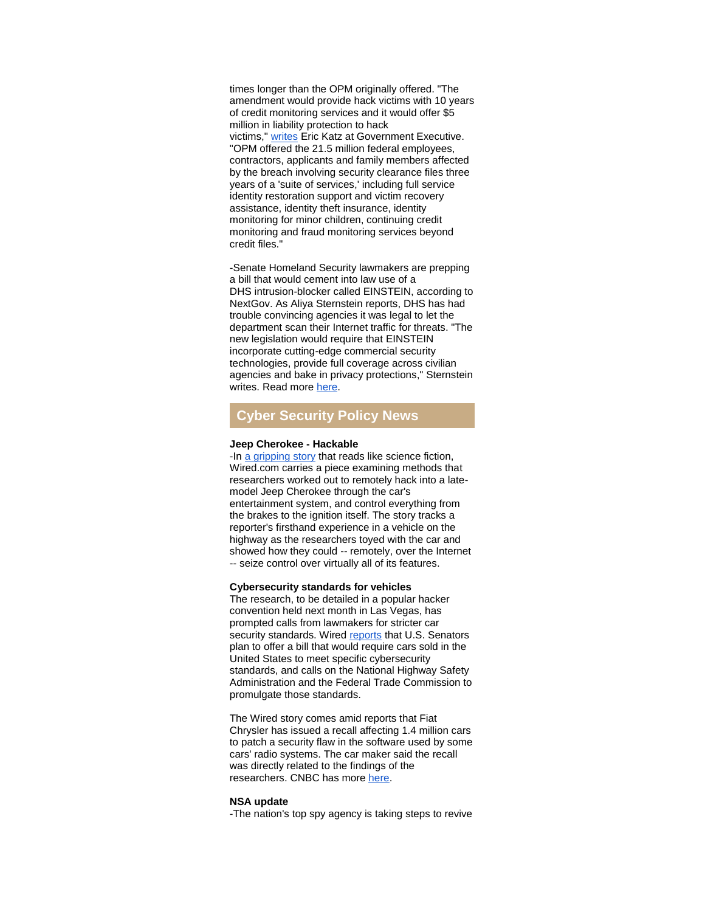times longer than the OPM originally offered. "The amendment would provide hack victims with 10 years of credit monitoring services and it would offer $5 million in liability protection to hack victims," [writes](#) Eric Katz at Government Executive. "OPM offered the 21.5 million federal employees, contractors, applicants and family members affected by the breach involving security clearance files three years of a 'suite of services,' including full service identity restoration support and victim recovery assistance, identity theft insurance, identity monitoring for minor children, continuing credit monitoring and fraud monitoring services beyond credit files."

-Senate Homeland Security lawmakers are prepping a bill that would cement into law use of a DHS intrusion-blocker called EINSTEIN, according to NextGov. As Aliya Sternstein reports, DHS has had trouble convincing agencies it was legal to let the department scan their Internet traffic for threats. "The new legislation would require that EINSTEIN incorporate cutting-edge commercial security technologies, provide full coverage across civilian agencies and bake in privacy protections," Sternstein writes. Read more [here](#).

## Cyber Security Policy News

**Jeep Cherokee - Hackable**

-In [a gripping story](#) that reads like science fiction, Wired.com carries a piece examining methods that researchers worked out to remotely hack into a late-model Jeep Cherokee through the car's entertainment system, and control everything from the brakes to the ignition itself. The story tracks a reporter's firsthand experience in a vehicle on the highway as the researchers toyed with the car and showed how they could -- remotely, over the Internet -- seize control over virtually all of its features.

**Cybersecurity standards for vehicles**

The research, to be detailed in a popular hacker convention held next month in Las Vegas, has prompted calls from lawmakers for stricter car security standards. Wired [reports](#) that U.S. Senators plan to offer a bill that would require cars sold in the United States to meet specific cybersecurity standards, and calls on the National Highway Safety Administration and the Federal Trade Commission to promulgate those standards.

The Wired story comes amid reports that Fiat Chrysler has issued a recall affecting 1.4 million cars to patch a security flaw in the software used by some cars' radio systems. The car maker said the recall was directly related to the findings of the researchers. CNBC has more [here](#).

**NSA update**

-The nation's top spy agency is taking steps to revive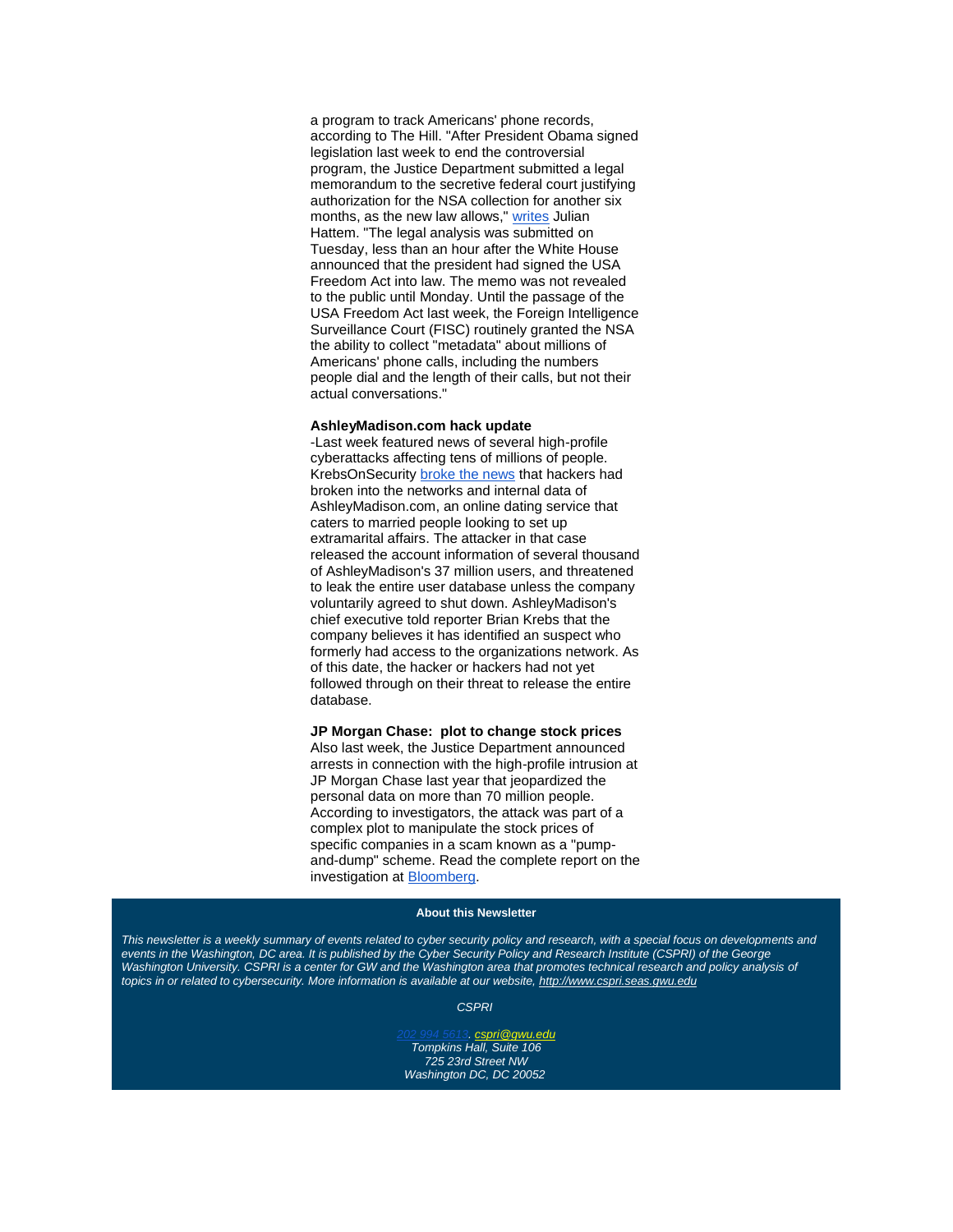a program to track Americans' phone records, according to The Hill. "After President Obama signed legislation last week to end the controversial program, the Justice Department submitted a legal memorandum to the secretive federal court justifying authorization for the NSA collection for another six months, as the new law allows," writes Julian Hattem. "The legal analysis was submitted on Tuesday, less than an hour after the White House announced that the president had signed the USA Freedom Act into law. The memo was not revealed to the public until Monday. Until the passage of the USA Freedom Act last week, the Foreign Intelligence Surveillance Court (FISC) routinely granted the NSA the ability to collect "metadata" about millions of Americans' phone calls, including the numbers people dial and the length of their calls, but not their actual conversations."

**AshleyMadison.com hack update**

-Last week featured news of several high-profile cyberattacks affecting tens of millions of people. KrebsOnSecurity broke the news that hackers had broken into the networks and internal data of AshleyMadison.com, an online dating service that caters to married people looking to set up extramarital affairs. The attacker in that case released the account information of several thousand of AshleyMadison's 37 million users, and threatened to leak the entire user database unless the company voluntarily agreed to shut down. AshleyMadison's chief executive told reporter Brian Krebs that the company believes it has identified an suspect who formerly had access to the organizations network. As of this date, the hacker or hackers had not yet followed through on their threat to release the entire database.

**JP Morgan Chase: plot to change stock prices**

Also last week, the Justice Department announced arrests in connection with the high-profile intrusion at JP Morgan Chase last year that jeopardized the personal data on more than 70 million people. According to investigators, the attack was part of a complex plot to manipulate the stock prices of specific companies in a scam known as a "pump-and-dump" scheme. Read the complete report on the investigation at Bloomberg.

**About this Newsletter**

*This newsletter is a weekly summary of events related to cyber security policy and research, with a special focus on developments and events in the Washington, DC area. It is published by the Cyber Security Policy and Research Institute (CSPRI) of the George Washington University. CSPRI is a center for GW and the Washington area that promotes technical research and policy analysis of topics in or related to cybersecurity. More information is available at our website, http://www.cspri.seas.gwu.edu*

*CSPRI*

*202.994.5613, cspri@gwu.edu*
*Tompkins Hall, Suite 106*
*725 23rd Street NW*
*Washington DC, DC 20052*